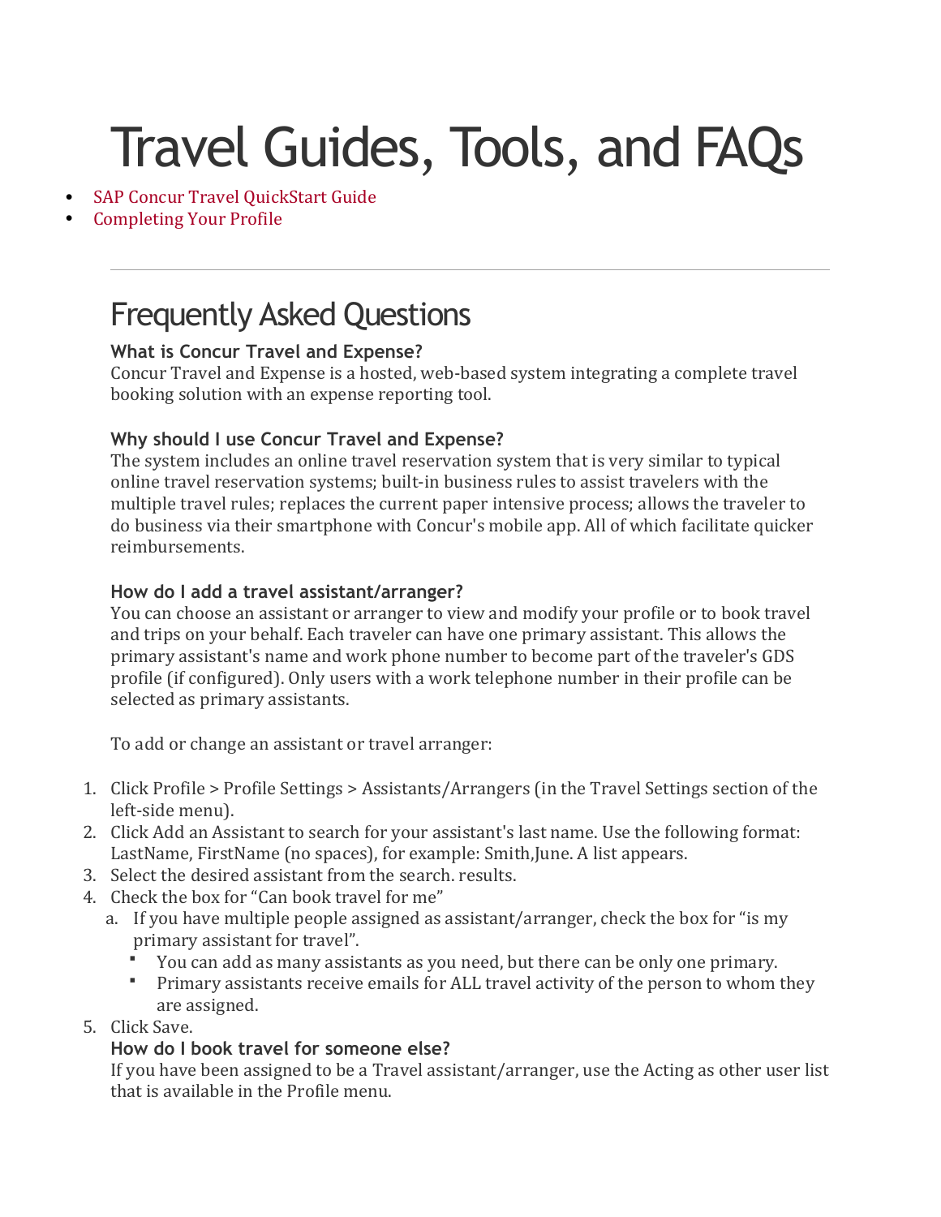# Travel Guides, Tools, and FAQs

- SAP Concur Travel QuickStart Guide
- Completing Your Profile

---

## Frequently Asked Questions

**What is Concur Travel and Expense?**
Concur Travel and Expense is a hosted, web-based system integrating a complete travel booking solution with an expense reporting tool.

**Why should I use Concur Travel and Expense?**
The system includes an online travel reservation system that is very similar to typical online travel reservation systems; built-in business rules to assist travelers with the multiple travel rules; replaces the current paper intensive process; allows the traveler to do business via their smartphone with Concur's mobile app. All of which facilitate quicker reimbursements.

**How do I add a travel assistant/arranger?**
You can choose an assistant or arranger to view and modify your profile or to book travel and trips on your behalf. Each traveler can have one primary assistant. This allows the primary assistant's name and work phone number to become part of the traveler's GDS profile (if configured). Only users with a work telephone number in their profile can be selected as primary assistants.

To add or change an assistant or travel arranger:

1. Click Profile > Profile Settings > Assistants/Arrangers (in the Travel Settings section of the left-side menu).
2. Click Add an Assistant to search for your assistant's last name. Use the following format: LastName, FirstName (no spaces), for example: Smith,June. A list appears.
3. Select the desired assistant from the search. results.
4. Check the box for "Can book travel for me"
   a. If you have multiple people assigned as assistant/arranger, check the box for "is my primary assistant for travel".
      - You can add as many assistants as you need, but there can be only one primary.
      - Primary assistants receive emails for ALL travel activity of the person to whom they are assigned.
5. Click Save.

**How do I book travel for someone else?**
If you have been assigned to be a Travel assistant/arranger, use the Acting as other user list that is available in the Profile menu.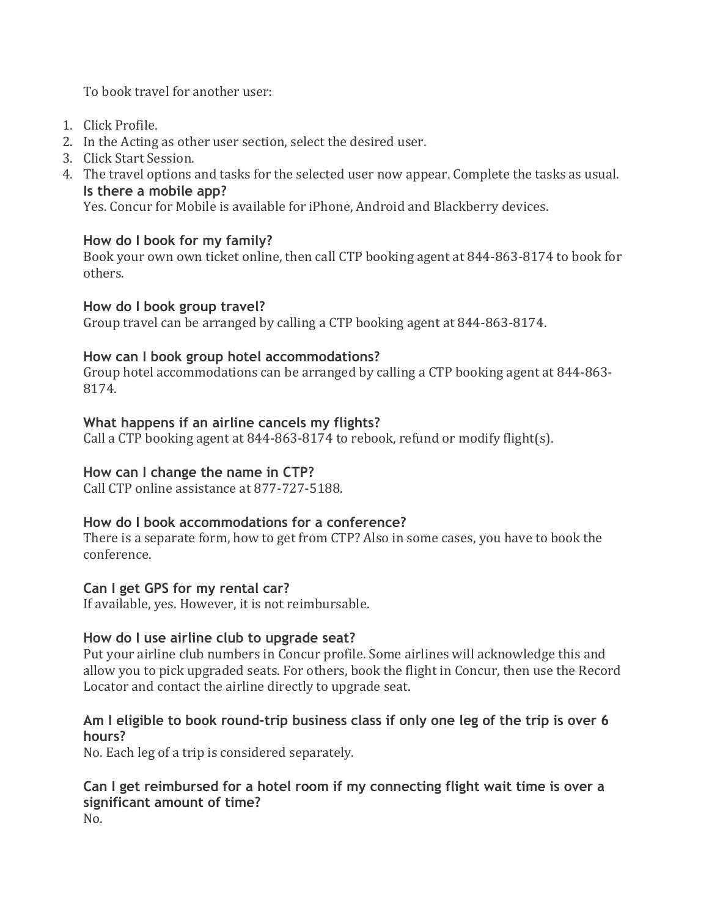To book travel for another user:

1. Click Profile.
2. In the Acting as other user section, select the desired user.
3. Click Start Session.
4. The travel options and tasks for the selected user now appear. Complete the tasks as usual.

### Is there a mobile app?

Yes. Concur for Mobile is available for iPhone, Android and Blackberry devices.

### How do I book for my family?

Book your own own ticket online, then call CTP booking agent at 844-863-8174 to book for others.

### How do I book group travel?

Group travel can be arranged by calling a CTP booking agent at 844-863-8174.

### How can I book group hotel accommodations?

Group hotel accommodations can be arranged by calling a CTP booking agent at 844-863-8174.

### What happens if an airline cancels my flights?

Call a CTP booking agent at 844-863-8174 to rebook, refund or modify flight(s).

### How can I change the name in CTP?

Call CTP online assistance at 877-727-5188.

### How do I book accommodations for a conference?

There is a separate form, how to get from CTP? Also in some cases, you have to book the conference.

### Can I get GPS for my rental car?

If available, yes. However, it is not reimbursable.

### How do I use airline club to upgrade seat?

Put your airline club numbers in Concur profile. Some airlines will acknowledge this and allow you to pick upgraded seats. For others, book the flight in Concur, then use the Record Locator and contact the airline directly to upgrade seat.

### Am I eligible to book round-trip business class if only one leg of the trip is over 6 hours?

No. Each leg of a trip is considered separately.

### Can I get reimbursed for a hotel room if my connecting flight wait time is over a significant amount of time?

No.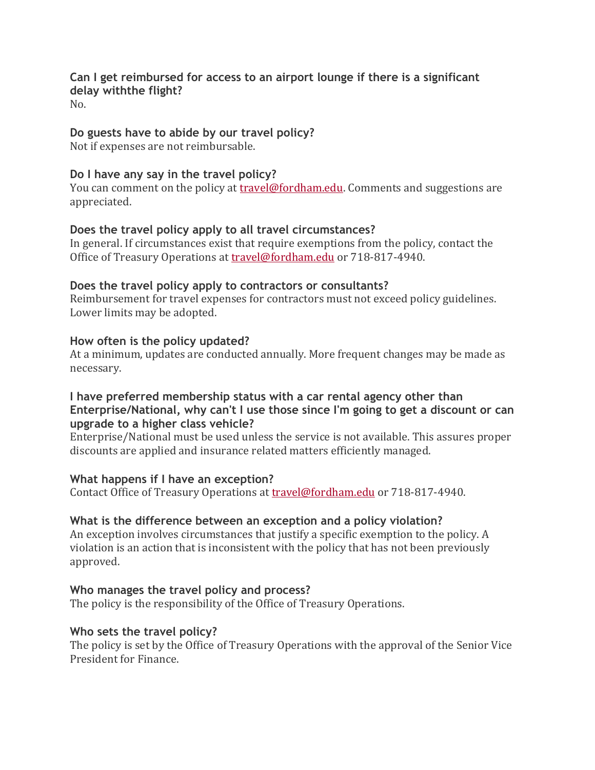### Can I get reimbursed for access to an airport lounge if there is a significant delay withthe flight?

No.

### Do guests have to abide by our travel policy?

Not if expenses are not reimbursable.

### Do I have any say in the travel policy?

You can comment on the policy at [travel@fordham.edu](mailto:travel@fordham.edu). Comments and suggestions are appreciated.

### Does the travel policy apply to all travel circumstances?

In general. If circumstances exist that require exemptions from the policy, contact the Office of Treasury Operations at [travel@fordham.edu](mailto:travel@fordham.edu) or 718-817-4940.

### Does the travel policy apply to contractors or consultants?

Reimbursement for travel expenses for contractors must not exceed policy guidelines. Lower limits may be adopted.

### How often is the policy updated?

At a minimum, updates are conducted annually. More frequent changes may be made as necessary.

### I have preferred membership status with a car rental agency other than Enterprise/National, why can't I use those since I'm going to get a discount or can upgrade to a higher class vehicle?

Enterprise/National must be used unless the service is not available. This assures proper discounts are applied and insurance related matters efficiently managed.

### What happens if I have an exception?

Contact Office of Treasury Operations at [travel@fordham.edu](mailto:travel@fordham.edu) or 718-817-4940.

### What is the difference between an exception and a policy violation?

An exception involves circumstances that justify a specific exemption to the policy. A violation is an action that is inconsistent with the policy that has not been previously approved.

### Who manages the travel policy and process?

The policy is the responsibility of the Office of Treasury Operations.

### Who sets the travel policy?

The policy is set by the Office of Treasury Operations with the approval of the Senior Vice President for Finance.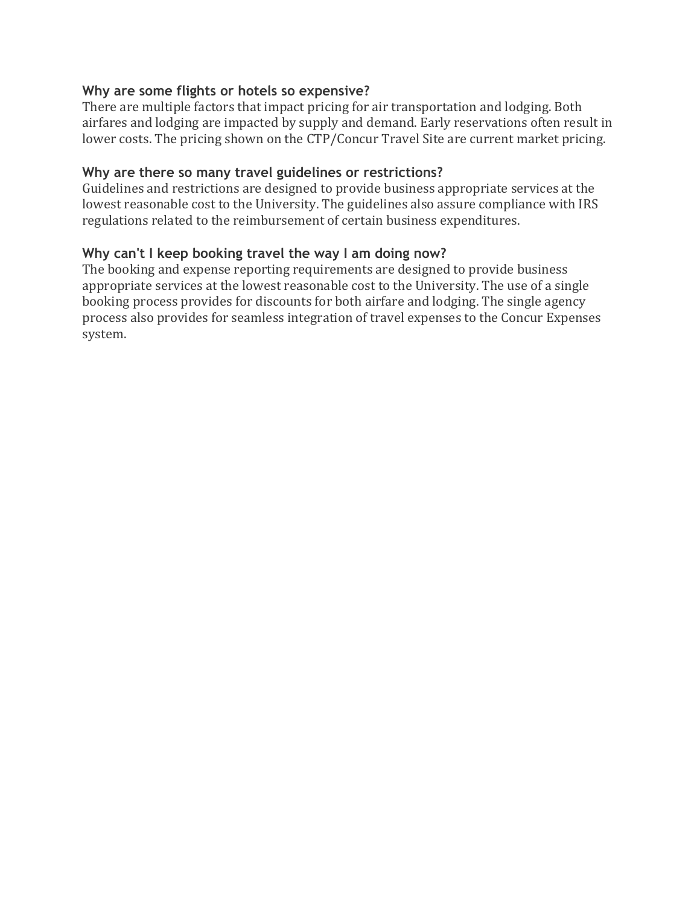### Why are some flights or hotels so expensive?

There are multiple factors that impact pricing for air transportation and lodging. Both airfares and lodging are impacted by supply and demand. Early reservations often result in lower costs. The pricing shown on the CTP/Concur Travel Site are current market pricing.

### Why are there so many travel guidelines or restrictions?

Guidelines and restrictions are designed to provide business appropriate services at the lowest reasonable cost to the University. The guidelines also assure compliance with IRS regulations related to the reimbursement of certain business expenditures.

### Why can't I keep booking travel the way I am doing now?

The booking and expense reporting requirements are designed to provide business appropriate services at the lowest reasonable cost to the University. The use of a single booking process provides for discounts for both airfare and lodging. The single agency process also provides for seamless integration of travel expenses to the Concur Expenses system.